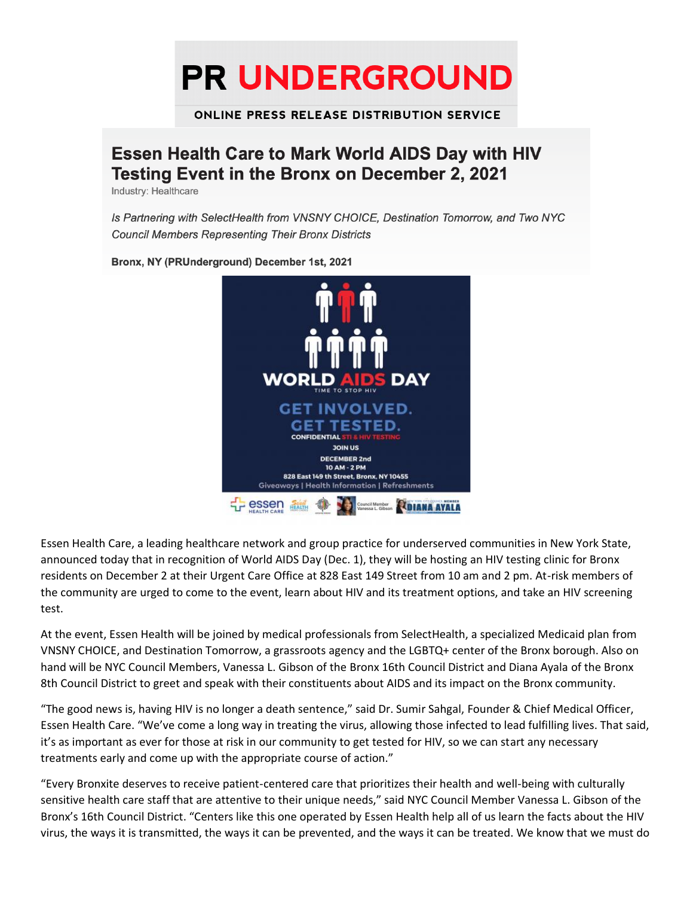# PR UNDERGROUND

ONLINE PRESS RELEASE DISTRIBUTION SERVICE

## Essen Health Care to Mark World AIDS Day with HIV Testing Event in the Bronx on December 2, 2021

Industry: Healthcare

*Is Partnering with SelectHealth from VNSNY CHOICE, Destination Tomorrow, and Two NYC Council Members Representing Their Bronx Districts*

**Bronx, NY (PRUnderground) December 1st, 2021**

Essen Health Care, a leading healthcare network and group practice for underserved communities in New York State, announced today that in recognition of World AIDS Day (Dec. 1), they will be hosting an HIV testing clinic for Bronx residents on December 2 at their Urgent Care Office at 828 East 149 Street from 10 am and 2 pm. At-risk members of the community are urged to come to the event, learn about HIV and its treatment options, and take an HIV screening test.

At the event, Essen Health will be joined by medical professionals from SelectHealth, a specialized Medicaid plan from VNSNY CHOICE, and Destination Tomorrow, a grassroots agency and the LGBTQ+ center of the Bronx borough. Also on hand will be NYC Council Members, Vanessa L. Gibson of the Bronx 16th Council District and Diana Ayala of the Bronx 8th Council District to greet and speak with their constituents about AIDS and its impact on the Bronx community.

"The good news is, having HIV is no longer a death sentence," said Dr. Sumir Sahgal, Founder & Chief Medical Officer, Essen Health Care. "We've come a long way in treating the virus, allowing those infected to lead fulfilling lives. That said, it's as important as ever for those at risk in our community to get tested for HIV, so we can start any necessary treatments early and come up with the appropriate course of action."

"Every Bronxite deserves to receive patient-centered care that prioritizes their health and well-being with culturally sensitive health care staff that are attentive to their unique needs," said NYC Council Member Vanessa L. Gibson of the Bronx's 16th Council District. "Centers like this one operated by Essen Health help all of us learn the facts about the HIV virus, the ways it is transmitted, the ways it can be prevented, and the ways it can be treated. We know that we must do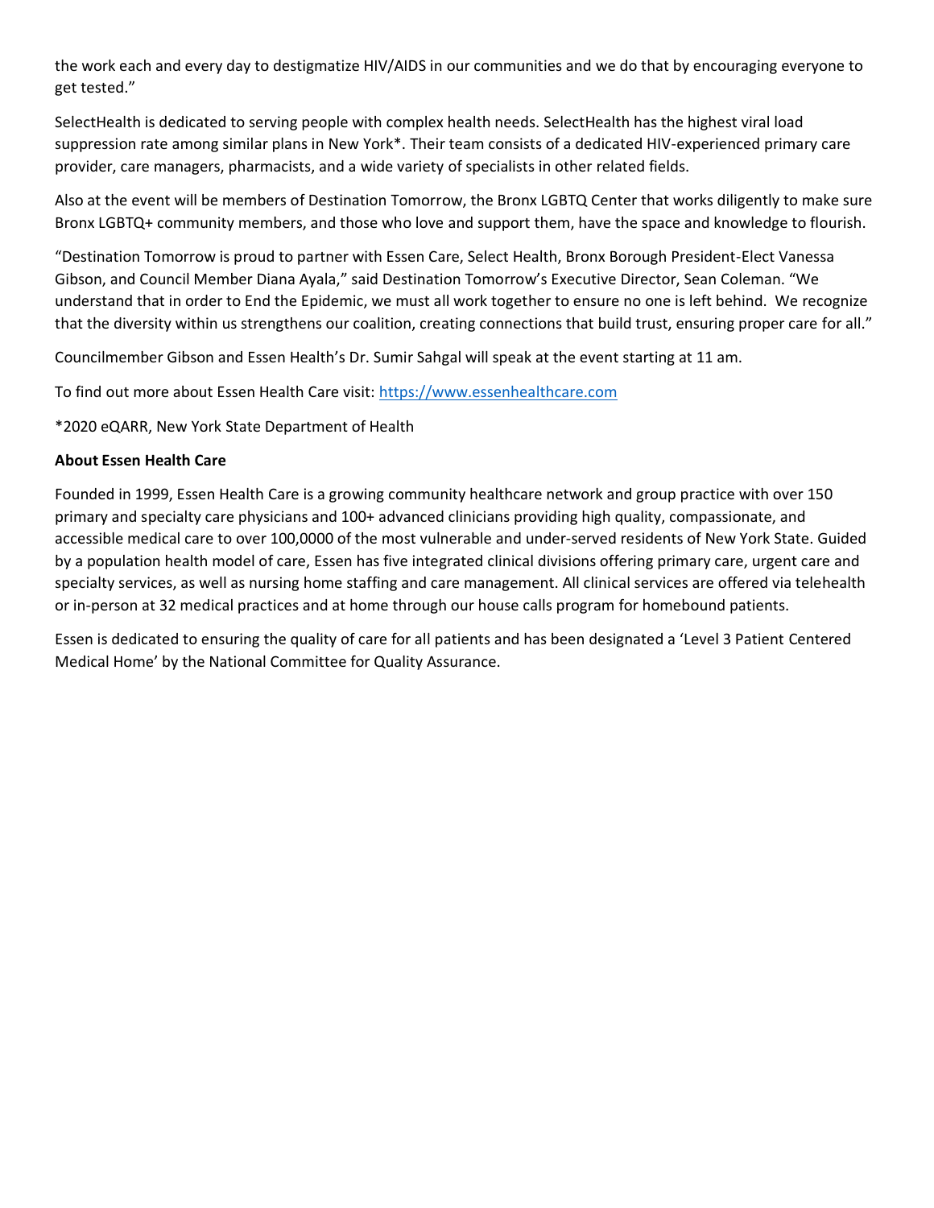the work each and every day to destigmatize HIV/AIDS in our communities and we do that by encouraging everyone to get tested."

SelectHealth is dedicated to serving people with complex health needs. SelectHealth has the highest viral load suppression rate among similar plans in New York*. Their team consists of a dedicated HIV-experienced primary care provider, care managers, pharmacists, and a wide variety of specialists in other related fields.

Also at the event will be members of Destination Tomorrow, the Bronx LGBTQ Center that works diligently to make sure Bronx LGBTQ+ community members, and those who love and support them, have the space and knowledge to flourish.

"Destination Tomorrow is proud to partner with Essen Care, Select Health, Bronx Borough President-Elect Vanessa Gibson, and Council Member Diana Ayala," said Destination Tomorrow's Executive Director, Sean Coleman. "We understand that in order to End the Epidemic, we must all work together to ensure no one is left behind. We recognize that the diversity within us strengthens our coalition, creating connections that build trust, ensuring proper care for all."

Councilmember Gibson and Essen Health's Dr. Sumir Sahgal will speak at the event starting at 11 am.

To find out more about Essen Health Care visit: [https://www.essenhealthcare.com](https://www.essenhealthcare.com)

*2020 eQARR, New York State Department of Health

**About Essen Health Care**

Founded in 1999, Essen Health Care is a growing community healthcare network and group practice with over 150 primary and specialty care physicians and 100+ advanced clinicians providing high quality, compassionate, and accessible medical care to over 100,0000 of the most vulnerable and under-served residents of New York State. Guided by a population health model of care, Essen has five integrated clinical divisions offering primary care, urgent care and specialty services, as well as nursing home staffing and care management. All clinical services are offered via telehealth or in-person at 32 medical practices and at home through our house calls program for homebound patients.

Essen is dedicated to ensuring the quality of care for all patients and has been designated a 'Level 3 Patient Centered Medical Home' by the National Committee for Quality Assurance.